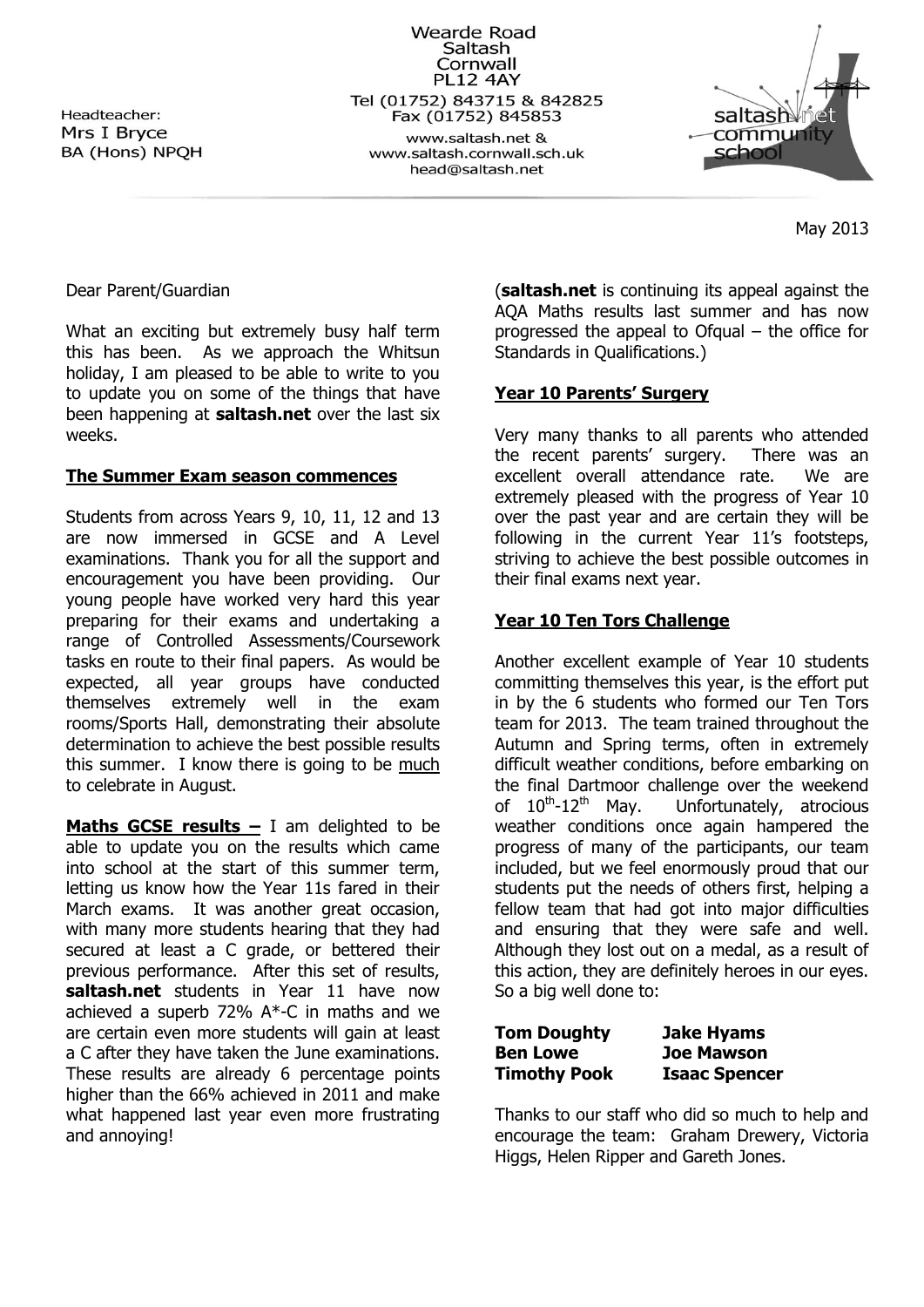Headteacher:
Mrs I Bryce
BA (Hons) NPQH

Wearde Road
Saltash
Cornwall
PL12 4AY
Tel (01752) 843715 & 842825
Fax (01752) 845853
www.saltash.net &
www.saltash.cornwall.sch.uk
head@saltash.net

May 2013

Dear Parent/Guardian

What an exciting but extremely busy half term this has been. As we approach the Whitsun holiday, I am pleased to be able to write to you to update you on some of the things that have been happening at **saltash.net** over the last six weeks.

## The Summer Exam season commences

Students from across Years 9, 10, 11, 12 and 13 are now immersed in GCSE and A Level examinations. Thank you for all the support and encouragement you have been providing. Our young people have worked very hard this year preparing for their exams and undertaking a range of Controlled Assessments/Coursework tasks en route to their final papers. As would be expected, all year groups have conducted themselves extremely well in the exam rooms/Sports Hall, demonstrating their absolute determination to achieve the best possible results this summer. I know there is going to be much to celebrate in August.

**Maths GCSE results –** I am delighted to be able to update you on the results which came into school at the start of this summer term, letting us know how the Year 11s fared in their March exams. It was another great occasion, with many more students hearing that they had secured at least a C grade, or bettered their previous performance. After this set of results, **saltash.net** students in Year 11 have now achieved a superb 72% A*-C in maths and we are certain even more students will gain at least a C after they have taken the June examinations. These results are already 6 percentage points higher than the 66% achieved in 2011 and make what happened last year even more frustrating and annoying!

(**saltash.net** is continuing its appeal against the AQA Maths results last summer and has now progressed the appeal to Ofqual – the office for Standards in Qualifications.)

## Year 10 Parents' Surgery

Very many thanks to all parents who attended the recent parents' surgery. There was an excellent overall attendance rate. We are extremely pleased with the progress of Year 10 over the past year and are certain they will be following in the current Year 11's footsteps, striving to achieve the best possible outcomes in their final exams next year.

## Year 10 Ten Tors Challenge

Another excellent example of Year 10 students committing themselves this year, is the effort put in by the 6 students who formed our Ten Tors team for 2013. The team trained throughout the Autumn and Spring terms, often in extremely difficult weather conditions, before embarking on the final Dartmoor challenge over the weekend of 10th-12th May. Unfortunately, atrocious weather conditions once again hampered the progress of many of the participants, our team included, but we feel enormously proud that our students put the needs of others first, helping a fellow team that had got into major difficulties and ensuring that they were safe and well. Although they lost out on a medal, as a result of this action, they are definitely heroes in our eyes. So a big well done to:

| | |
|---|---|
| **Tom Doughty** | **Jake Hyams** |
| **Ben Lowe** | **Joe Mawson** |
| **Timothy Pook** | **Isaac Spencer** |

Thanks to our staff who did so much to help and encourage the team: Graham Drewery, Victoria Higgs, Helen Ripper and Gareth Jones.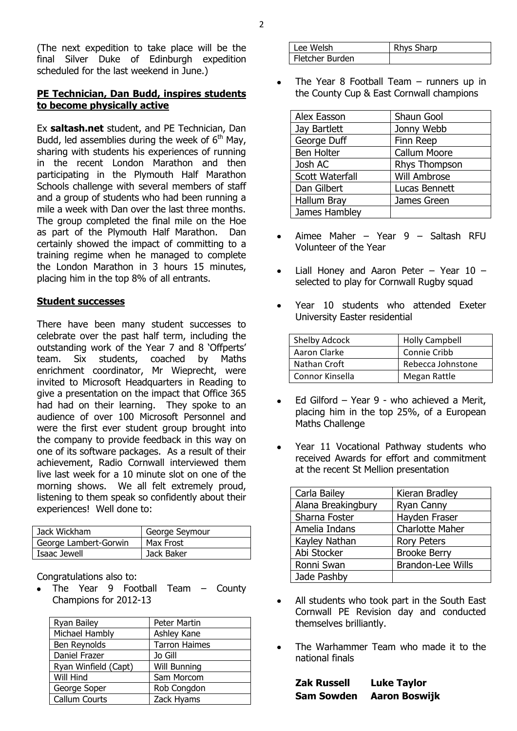(The next expedition to take place will be the final Silver Duke of Edinburgh expedition scheduled for the last weekend in June.)

## PE Technician, Dan Budd, inspires students to become physically active

Ex **saltash.net** student, and PE Technician, Dan Budd, led assemblies during the week of 6th May, sharing with students his experiences of running in the recent London Marathon and then participating in the Plymouth Half Marathon Schools challenge with several members of staff and a group of students who had been running a mile a week with Dan over the last three months. The group completed the final mile on the Hoe as part of the Plymouth Half Marathon. Dan certainly showed the impact of committing to a training regime when he managed to complete the London Marathon in 3 hours 15 minutes, placing him in the top 8% of all entrants.

## Student successes

There have been many student successes to celebrate over the past half term, including the outstanding work of the Year 7 and 8 'Offperts' team. Six students, coached by Maths enrichment coordinator, Mr Wieprecht, were invited to Microsoft Headquarters in Reading to give a presentation on the impact that Office 365 had had on their learning. They spoke to an audience of over 100 Microsoft Personnel and were the first ever student group brought into the company to provide feedback in this way on one of its software packages. As a result of their achievement, Radio Cornwall interviewed them live last week for a 10 minute slot on one of the morning shows. We all felt extremely proud, listening to them speak so confidently about their experiences! Well done to:

| | |
|---|---|
| Jack Wickham | George Seymour |
| George Lambert-Gorwin | Max Frost |
| Isaac Jewell | Jack Baker |

Congratulations also to:

- The Year 9 Football Team – County Champions for 2012-13

| | |
|---|---|
| Ryan Bailey | Peter Martin |
| Michael Hambly | Ashley Kane |
| Ben Reynolds | Tarron Haimes |
| Daniel Frazer | Jo Gill |
| Ryan Winfield (Capt) | Will Bunning |
| Will Hind | Sam Morcom |
| George Soper | Rob Congdon |
| Callum Courts | Zack Hyams |
| Lee Welsh | Rhys Sharp |
| Fletcher Burden | |

- The Year 8 Football Team – runners up in the County Cup & East Cornwall champions

| | |
|---|---|
| Alex Easson | Shaun Gool |
| Jay Bartlett | Jonny Webb |
| George Duff | Finn Reep |
| Ben Holter | Callum Moore |
| Josh AC | Rhys Thompson |
| Scott Waterfall | Will Ambrose |
| Dan Gilbert | Lucas Bennett |
| Hallum Bray | James Green |
| James Hambley | |

- Aimee Maher – Year 9 – Saltash RFU Volunteer of the Year
- Liall Honey and Aaron Peter – Year 10 – selected to play for Cornwall Rugby squad
- Year 10 students who attended Exeter University Easter residential

| | |
|---|---|
| Shelby Adcock | Holly Campbell |
| Aaron Clarke | Connie Cribb |
| Nathan Croft | Rebecca Johnstone |
| Connor Kinsella | Megan Rattle |

- Ed Gilford – Year 9 - who achieved a Merit, placing him in the top 25%, of a European Maths Challenge
- Year 11 Vocational Pathway students who received Awards for effort and commitment at the recent St Mellion presentation

| | |
|---|---|
| Carla Bailey | Kieran Bradley |
| Alana Breakingbury | Ryan Canny |
| Sharna Foster | Hayden Fraser |
| Amelia Indans | Charlotte Maher |
| Kayley Nathan | Rory Peters |
| Abi Stocker | Brooke Berry |
| Ronni Swan | Brandon-Lee Wills |
| Jade Pashby | |

- All students who took part in the South East Cornwall PE Revision day and conducted themselves brilliantly.
- The Warhammer Team who made it to the national finals

**Zak Russell** **Luke Taylor**
**Sam Sowden** **Aaron Boswijk**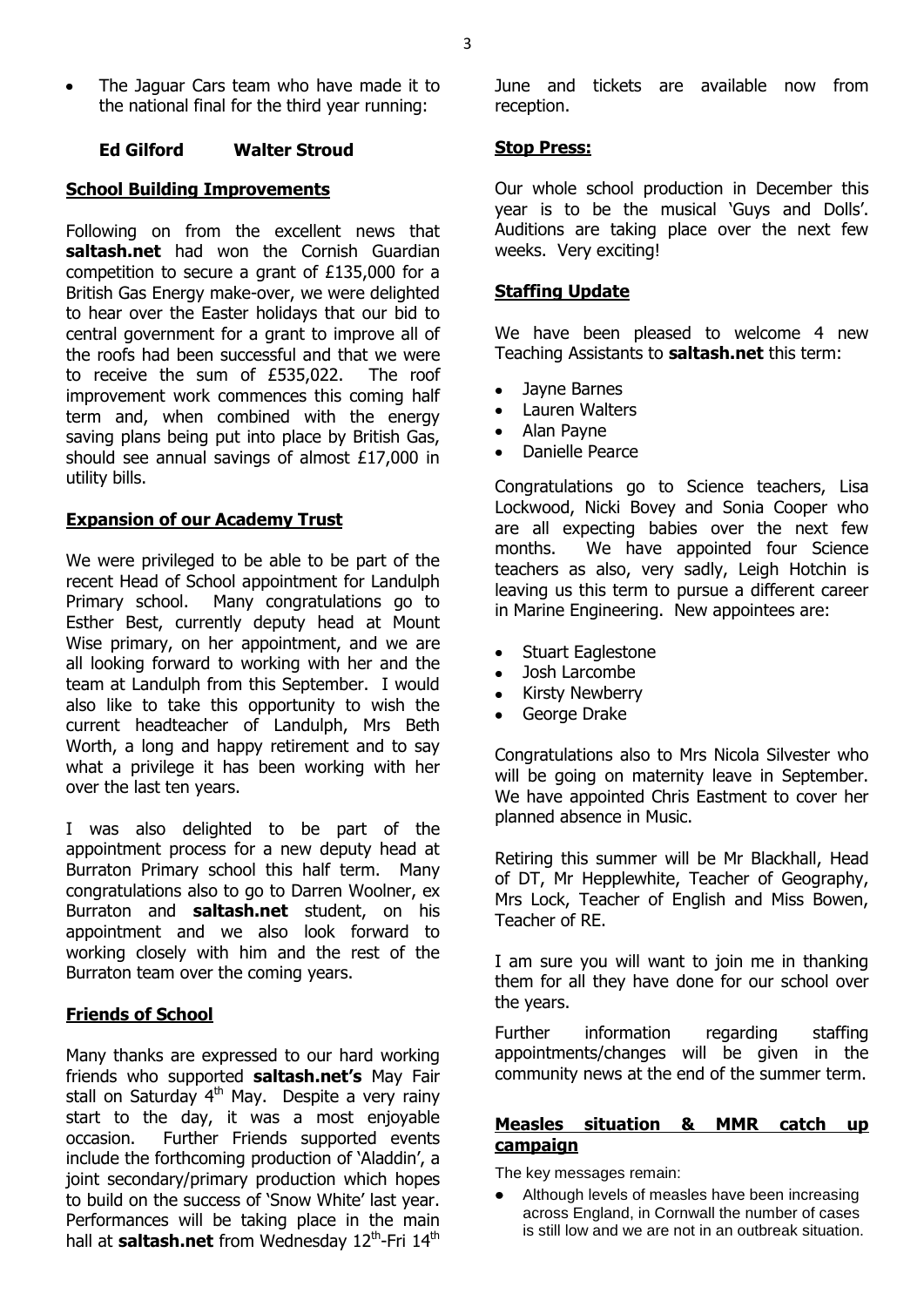- The Jaguar Cars team who have made it to the national final for the third year running:

**Ed Gilford Walter Stroud**

## School Building Improvements

Following on from the excellent news that **saltash.net** had won the Cornish Guardian competition to secure a grant of £135,000 for a British Gas Energy make-over, we were delighted to hear over the Easter holidays that our bid to central government for a grant to improve all of the roofs had been successful and that we were to receive the sum of £535,022. The roof improvement work commences this coming half term and, when combined with the energy saving plans being put into place by British Gas, should see annual savings of almost £17,000 in utility bills.

## Expansion of our Academy Trust

We were privileged to be able to be part of the recent Head of School appointment for Landulph Primary school. Many congratulations go to Esther Best, currently deputy head at Mount Wise primary, on her appointment, and we are all looking forward to working with her and the team at Landulph from this September. I would also like to take this opportunity to wish the current headteacher of Landulph, Mrs Beth Worth, a long and happy retirement and to say what a privilege it has been working with her over the last ten years.

I was also delighted to be part of the appointment process for a new deputy head at Burraton Primary school this half term. Many congratulations also to go to Darren Woolner, ex Burraton and **saltash.net** student, on his appointment and we also look forward to working closely with him and the rest of the Burraton team over the coming years.

## Friends of School

Many thanks are expressed to our hard working friends who supported **saltash.net's** May Fair stall on Saturday 4th May. Despite a very rainy start to the day, it was a most enjoyable occasion. Further Friends supported events include the forthcoming production of 'Aladdin', a joint secondary/primary production which hopes to build on the success of 'Snow White' last year. Performances will be taking place in the main hall at **saltash.net** from Wednesday 12th-Fri 14th June and tickets are available now from reception.

## Stop Press:

Our whole school production in December this year is to be the musical 'Guys and Dolls'. Auditions are taking place over the next few weeks. Very exciting!

## Staffing Update

We have been pleased to welcome 4 new Teaching Assistants to **saltash.net** this term:

- Jayne Barnes
- Lauren Walters
- Alan Payne
- Danielle Pearce

Congratulations go to Science teachers, Lisa Lockwood, Nicki Bovey and Sonia Cooper who are all expecting babies over the next few months. We have appointed four Science teachers as also, very sadly, Leigh Hotchin is leaving us this term to pursue a different career in Marine Engineering. New appointees are:

- Stuart Eaglestone
- Josh Larcombe
- Kirsty Newberry
- George Drake

Congratulations also to Mrs Nicola Silvester who will be going on maternity leave in September. We have appointed Chris Eastment to cover her planned absence in Music.

Retiring this summer will be Mr Blackhall, Head of DT, Mr Hepplewhite, Teacher of Geography, Mrs Lock, Teacher of English and Miss Bowen, Teacher of RE.

I am sure you will want to join me in thanking them for all they have done for our school over the years.

Further information regarding staffing appointments/changes will be given in the community news at the end of the summer term.

## Measles situation & MMR catch up campaign

The key messages remain:

- Although levels of measles have been increasing across England, in Cornwall the number of cases is still low and we are not in an outbreak situation.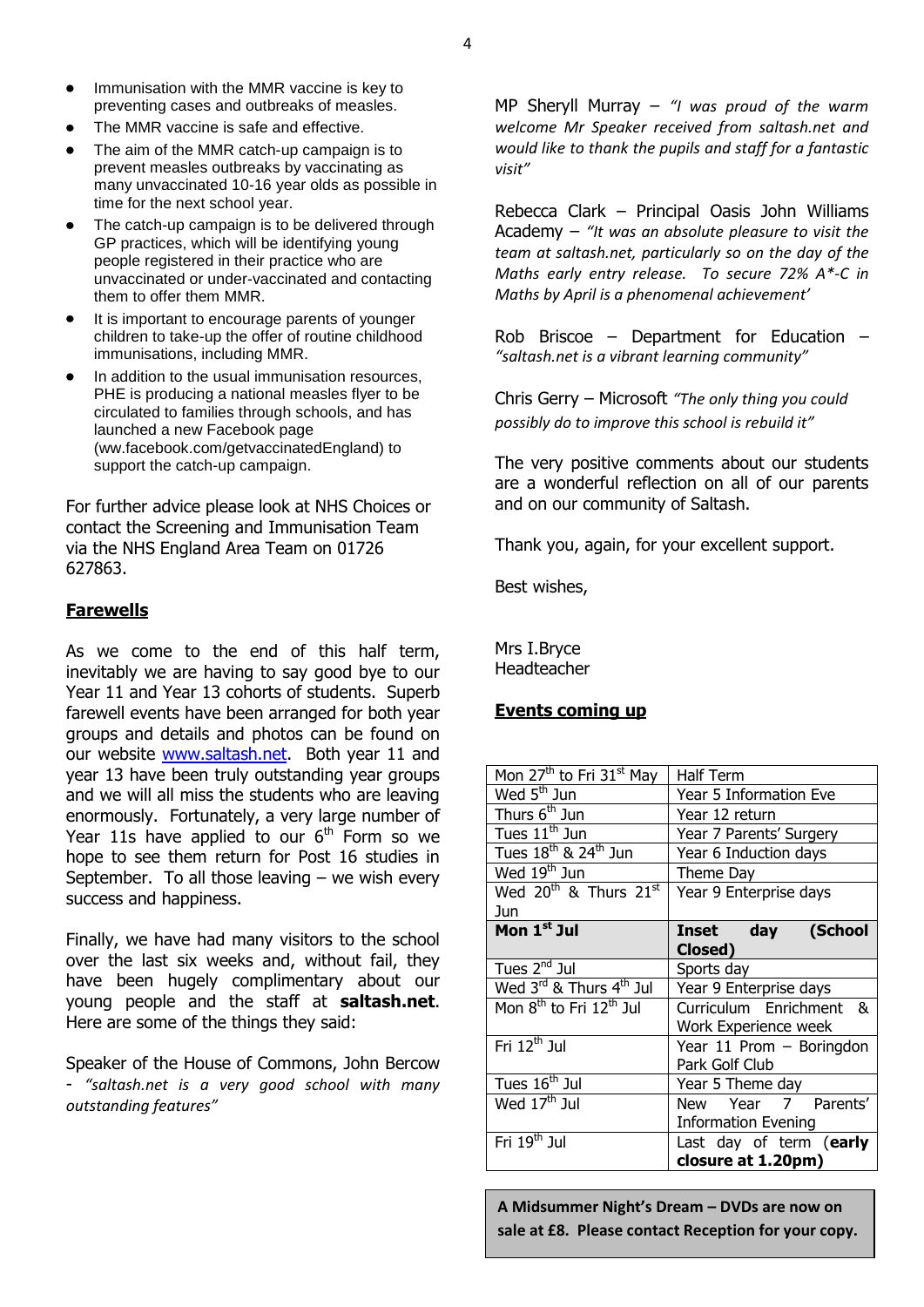- Immunisation with the MMR vaccine is key to preventing cases and outbreaks of measles.
- The MMR vaccine is safe and effective.
- The aim of the MMR catch-up campaign is to prevent measles outbreaks by vaccinating as many unvaccinated 10-16 year olds as possible in time for the next school year.
- The catch-up campaign is to be delivered through GP practices, which will be identifying young people registered in their practice who are unvaccinated or under-vaccinated and contacting them to offer them MMR.
- It is important to encourage parents of younger children to take-up the offer of routine childhood immunisations, including MMR.
- In addition to the usual immunisation resources, PHE is producing a national measles flyer to be circulated to families through schools, and has launched a new Facebook page (ww.facebook.com/getvaccinatedEngland) to support the catch-up campaign.

For further advice please look at NHS Choices or contact the Screening and Immunisation Team via the NHS England Area Team on 01726 627863.

## Farewells

As we come to the end of this half term, inevitably we are having to say good bye to our Year 11 and Year 13 cohorts of students. Superb farewell events have been arranged for both year groups and details and photos can be found on our website www.saltash.net. Both year 11 and year 13 have been truly outstanding year groups and we will all miss the students who are leaving enormously. Fortunately, a very large number of Year 11s have applied to our 6th Form so we hope to see them return for Post 16 studies in September. To all those leaving – we wish every success and happiness.

Finally, we have had many visitors to the school over the last six weeks and, without fail, they have been hugely complimentary about our young people and the staff at **saltash.net**. Here are some of the things they said:

Speaker of the House of Commons, John Bercow - *"saltash.net is a very good school with many outstanding features"*

MP Sheryll Murray – *"I was proud of the warm welcome Mr Speaker received from saltash.net and would like to thank the pupils and staff for a fantastic visit"*

Rebecca Clark – Principal Oasis John Williams Academy – *"It was an absolute pleasure to visit the team at saltash.net, particularly so on the day of the Maths early entry release. To secure 72% A\*-C in Maths by April is a phenomenal achievement'*

Rob Briscoe – Department for Education – *"saltash.net is a vibrant learning community"*

Chris Gerry – Microsoft *"The only thing you could possibly do to improve this school is rebuild it"*

The very positive comments about our students are a wonderful reflection on all of our parents and on our community of Saltash.

Thank you, again, for your excellent support.

Best wishes,

Mrs I.Bryce
Headteacher

## Events coming up

| | |
|---|---|
| Mon 27th to Fri 31st May | Half Term |
| Wed 5th Jun | Year 5 Information Eve |
| Thurs 6th Jun | Year 12 return |
| Tues 11th Jun | Year 7 Parents' Surgery |
| Tues 18th & 24th Jun | Year 6 Induction days |
| Wed 19th Jun | Theme Day |
| Wed 20th & Thurs 21st Jun | Year 9 Enterprise days |
| **Mon 1st Jul** | **Inset day (School Closed)** |
| Tues 2nd Jul | Sports day |
| Wed 3rd & Thurs 4th Jul | Year 9 Enterprise days |
| Mon 8th to Fri 12th Jul | Curriculum Enrichment & Work Experience week |
| Fri 12th Jul | Year 11 Prom – Boringdon Park Golf Club |
| Tues 16th Jul | Year 5 Theme day |
| Wed 17th Jul | New Year 7 Parents' Information Evening |
| Fri 19th Jul | Last day of term (**early closure at 1.20pm)** |

**A Midsummer Night's Dream – DVDs are now on sale at £8. Please contact Reception for your copy.**